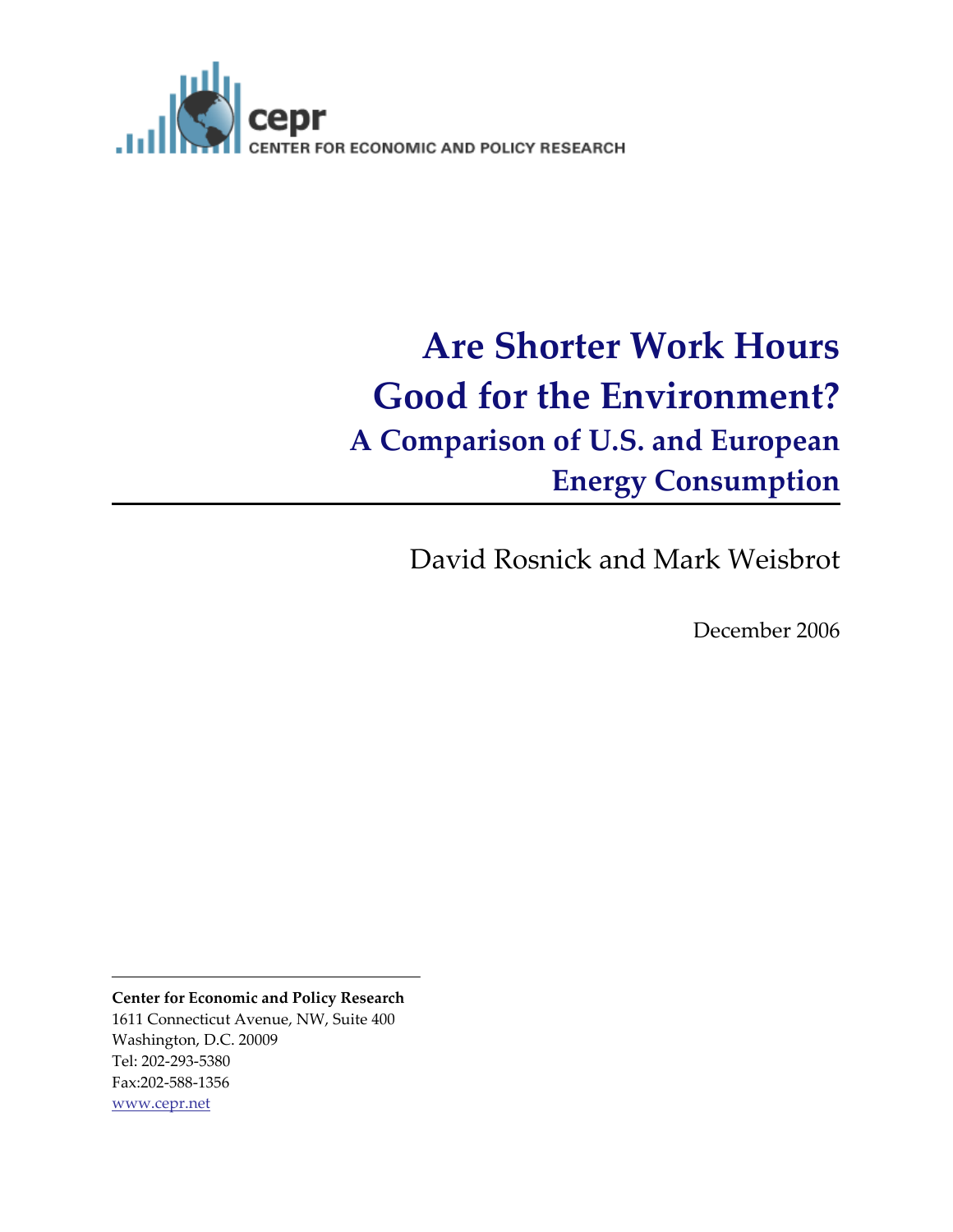cepr
CENTER FOR ECONOMIC AND POLICY RESEARCH

# Are Shorter Work Hours Good for the Environment?

## A Comparison of U.S. and European Energy Consumption

David Rosnick and Mark Weisbrot

December 2006

**Center for Economic and Policy Research**
1611 Connecticut Avenue, NW, Suite 400
Washington, D.C. 20009
Tel: 202-293-5380
Fax:202-588-1356
www.cepr.net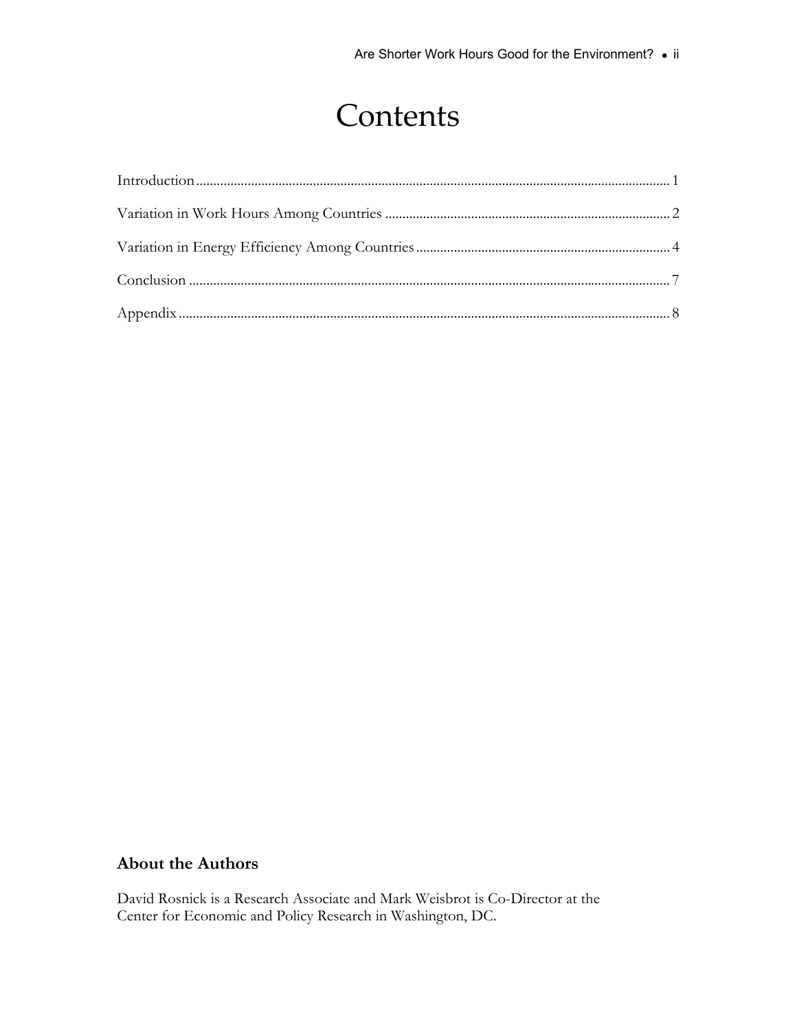# Contents

Introduction........................................................................................................................................1

Variation in Work Hours Among Countries ..................................................................................2

Variation in Energy Efficiency Among Countries .........................................................................4

Conclusion ..........................................................................................................................................7

Appendix.............................................................................................................................................8

## About the Authors

David Rosnick is a Research Associate and Mark Weisbrot is Co-Director at the Center for Economic and Policy Research in Washington, DC.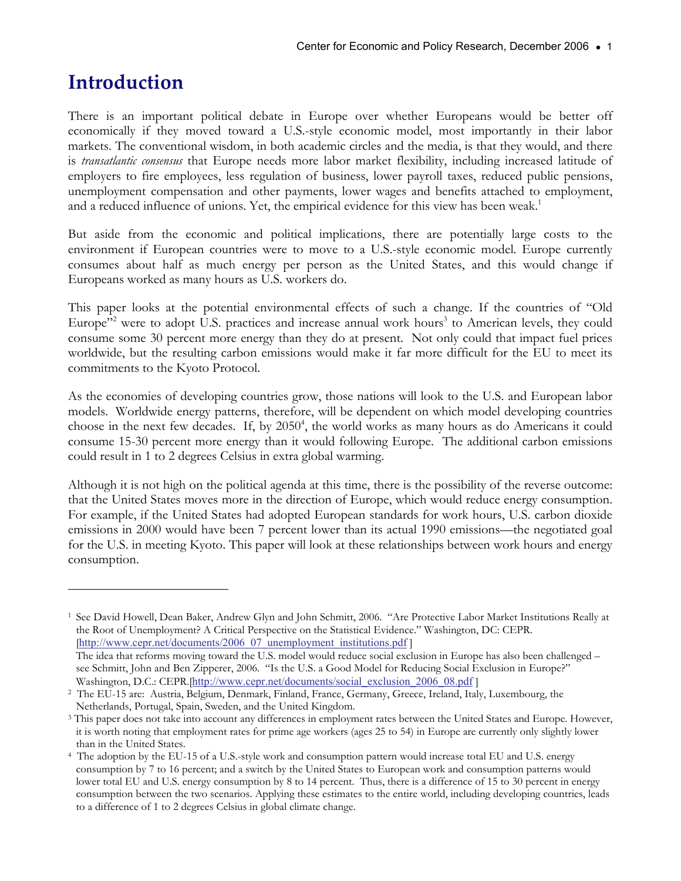# Introduction

There is an important political debate in Europe over whether Europeans would be better off economically if they moved toward a U.S.-style economic model, most importantly in their labor markets. The conventional wisdom, in both academic circles and the media, is that they would, and there is *transatlantic consensus* that Europe needs more labor market flexibility, including increased latitude of employers to fire employees, less regulation of business, lower payroll taxes, reduced public pensions, unemployment compensation and other payments, lower wages and benefits attached to employment, and a reduced influence of unions. Yet, the empirical evidence for this view has been weak.[1]

But aside from the economic and political implications, there are potentially large costs to the environment if European countries were to move to a U.S.-style economic model. Europe currently consumes about half as much energy per person as the United States, and this would change if Europeans worked as many hours as U.S. workers do.

This paper looks at the potential environmental effects of such a change. If the countries of "Old Europe"[2] were to adopt U.S. practices and increase annual work hours[3] to American levels, they could consume some 30 percent more energy than they do at present. Not only could that impact fuel prices worldwide, but the resulting carbon emissions would make it far more difficult for the EU to meet its commitments to the Kyoto Protocol.

As the economies of developing countries grow, those nations will look to the U.S. and European labor models. Worldwide energy patterns, therefore, will be dependent on which model developing countries choose in the next few decades. If, by 2050[4], the world works as many hours as do Americans it could consume 15-30 percent more energy than it would following Europe. The additional carbon emissions could result in 1 to 2 degrees Celsius in extra global warming.

Although it is not high on the political agenda at this time, there is the possibility of the reverse outcome: that the United States moves more in the direction of Europe, which would reduce energy consumption. For example, if the United States had adopted European standards for work hours, U.S. carbon dioxide emissions in 2000 would have been 7 percent lower than its actual 1990 emissions—the negotiated goal for the U.S. in meeting Kyoto. This paper will look at these relationships between work hours and energy consumption.

---

[1] See David Howell, Dean Baker, Andrew Glyn and John Schmitt, 2006. "Are Protective Labor Market Institutions Really at the Root of Unemployment? A Critical Perspective on the Statistical Evidence." Washington, DC: CEPR. [http://www.cepr.net/documents/2006_07_unemployment_institutions.pdf ]
The idea that reforms moving toward the U.S. model would reduce social exclusion in Europe has also been challenged – see Schmitt, John and Ben Zipperer, 2006. "Is the U.S. a Good Model for Reducing Social Exclusion in Europe?" Washington, D.C.: CEPR.[http://www.cepr.net/documents/social_exclusion_2006_08.pdf ]

[2] The EU-15 are: Austria, Belgium, Denmark, Finland, France, Germany, Greece, Ireland, Italy, Luxembourg, the Netherlands, Portugal, Spain, Sweden, and the United Kingdom.

[3] This paper does not take into account any differences in employment rates between the United States and Europe. However, it is worth noting that employment rates for prime age workers (ages 25 to 54) in Europe are currently only slightly lower than in the United States.

[4] The adoption by the EU-15 of a U.S.-style work and consumption pattern would increase total EU and U.S. energy consumption by 7 to 16 percent; and a switch by the United States to European work and consumption patterns would lower total EU and U.S. energy consumption by 8 to 14 percent. Thus, there is a difference of 15 to 30 percent in energy consumption between the two scenarios. Applying these estimates to the entire world, including developing countries, leads to a difference of 1 to 2 degrees Celsius in global climate change.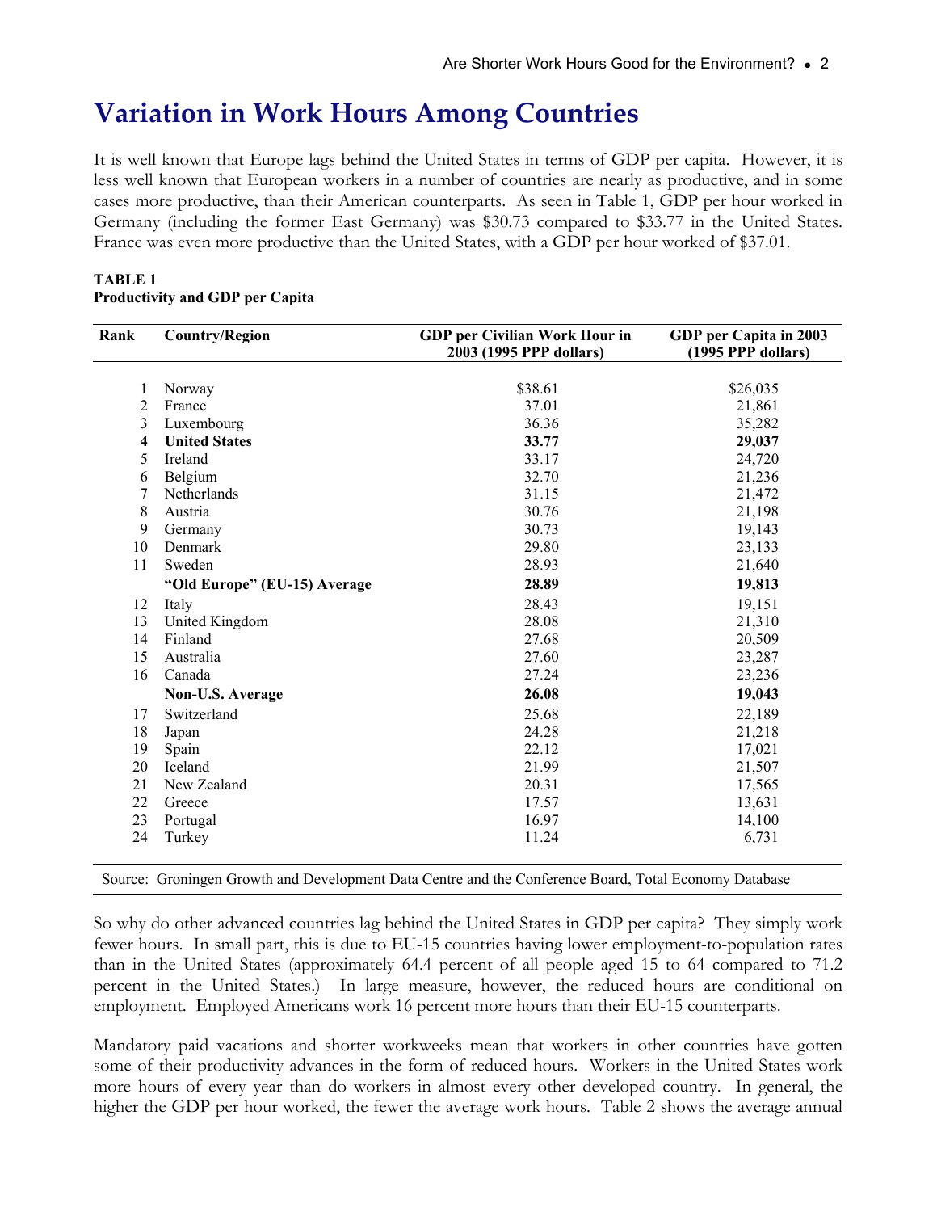# Variation in Work Hours Among Countries

It is well known that Europe lags behind the United States in terms of GDP per capita. However, it is less well known that European workers in a number of countries are nearly as productive, and in some cases more productive, than their American counterparts. As seen in Table 1, GDP per hour worked in Germany (including the former East Germany) was $30.73 compared to $33.77 in the United States. France was even more productive than the United States, with a GDP per hour worked of $37.01.

**TABLE 1**
**Productivity and GDP per Capita**

| Rank | Country/Region | GDP per Civilian Work Hour in 2003 (1995 PPP dollars) | GDP per Capita in 2003 (1995 PPP dollars) |
|---|---|---|---|
| 1 | Norway | $38.61 | $26,035 |
| 2 | France | 37.01 | 21,861 |
| 3 | Luxembourg | 36.36 | 35,282 |
| **4** | **United States** | **33.77** | **29,037** |
| 5 | Ireland | 33.17 | 24,720 |
| 6 | Belgium | 32.70 | 21,236 |
| 7 | Netherlands | 31.15 | 21,472 |
| 8 | Austria | 30.76 | 21,198 |
| 9 | Germany | 30.73 | 19,143 |
| 10 | Denmark | 29.80 | 23,133 |
| 11 | Sweden | 28.93 | 21,640 |
| | **"Old Europe" (EU-15) Average** | **28.89** | **19,813** |
| 12 | Italy | 28.43 | 19,151 |
| 13 | United Kingdom | 28.08 | 21,310 |
| 14 | Finland | 27.68 | 20,509 |
| 15 | Australia | 27.60 | 23,287 |
| 16 | Canada | 27.24 | 23,236 |
| | **Non-U.S. Average** | **26.08** | **19,043** |
| 17 | Switzerland | 25.68 | 22,189 |
| 18 | Japan | 24.28 | 21,218 |
| 19 | Spain | 22.12 | 17,021 |
| 20 | Iceland | 21.99 | 21,507 |
| 21 | New Zealand | 20.31 | 17,565 |
| 22 | Greece | 17.57 | 13,631 |
| 23 | Portugal | 16.97 | 14,100 |
| 24 | Turkey | 11.24 | 6,731 |

Source: Groningen Growth and Development Data Centre and the Conference Board, Total Economy Database

So why do other advanced countries lag behind the United States in GDP per capita? They simply work fewer hours. In small part, this is due to EU-15 countries having lower employment-to-population rates than in the United States (approximately 64.4 percent of all people aged 15 to 64 compared to 71.2 percent in the United States.) In large measure, however, the reduced hours are conditional on employment. Employed Americans work 16 percent more hours than their EU-15 counterparts.

Mandatory paid vacations and shorter workweeks mean that workers in other countries have gotten some of their productivity advances in the form of reduced hours. Workers in the United States work more hours of every year than do workers in almost every other developed country. In general, the higher the GDP per hour worked, the fewer the average work hours. Table 2 shows the average annual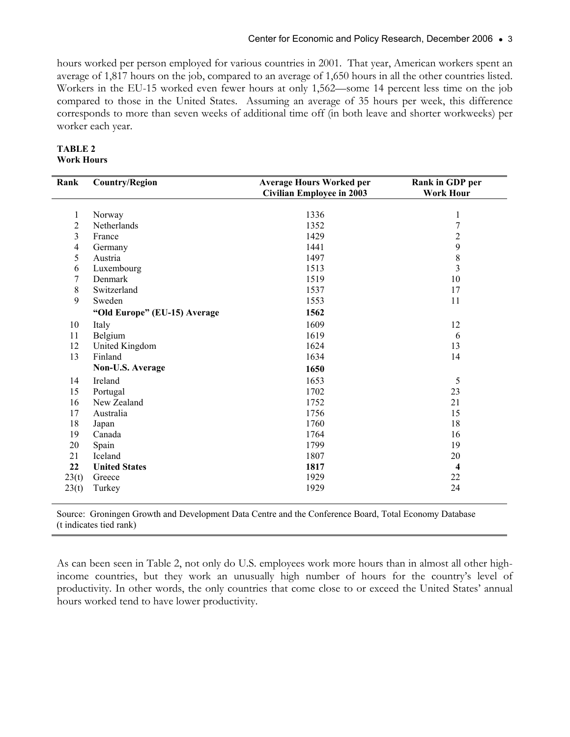hours worked per person employed for various countries in 2001. That year, American workers spent an average of 1,817 hours on the job, compared to an average of 1,650 hours in all the other countries listed. Workers in the EU-15 worked even fewer hours at only 1,562—some 14 percent less time on the job compared to those in the United States. Assuming an average of 35 hours per week, this difference corresponds to more than seven weeks of additional time off (in both leave and shorter workweeks) per worker each year.

**TABLE 2**
**Work Hours**

| Rank | Country/Region | Average Hours Worked per Civilian Employee in 2003 | Rank in GDP per Work Hour |
|---|---|---|---|
| 1 | Norway | 1336 | 1 |
| 2 | Netherlands | 1352 | 7 |
| 3 | France | 1429 | 2 |
| 4 | Germany | 1441 | 9 |
| 5 | Austria | 1497 | 8 |
| 6 | Luxembourg | 1513 | 3 |
| 7 | Denmark | 1519 | 10 |
| 8 | Switzerland | 1537 | 17 |
| 9 | Sweden | 1553 | 11 |
| | **"Old Europe" (EU-15) Average** | **1562** | |
| 10 | Italy | 1609 | 12 |
| 11 | Belgium | 1619 | 6 |
| 12 | United Kingdom | 1624 | 13 |
| 13 | Finland | 1634 | 14 |
| | **Non-U.S. Average** | **1650** | |
| 14 | Ireland | 1653 | 5 |
| 15 | Portugal | 1702 | 23 |
| 16 | New Zealand | 1752 | 21 |
| 17 | Australia | 1756 | 15 |
| 18 | Japan | 1760 | 18 |
| 19 | Canada | 1764 | 16 |
| 20 | Spain | 1799 | 19 |
| 21 | Iceland | 1807 | 20 |
| **22** | **United States** | **1817** | **4** |
| 23(t) | Greece | 1929 | 22 |
| 23(t) | Turkey | 1929 | 24 |

Source: Groningen Growth and Development Data Centre and the Conference Board, Total Economy Database
(t indicates tied rank)

As can been seen in Table 2, not only do U.S. employees work more hours than in almost all other high-income countries, but they work an unusually high number of hours for the country's level of productivity. In other words, the only countries that come close to or exceed the United States' annual hours worked tend to have lower productivity.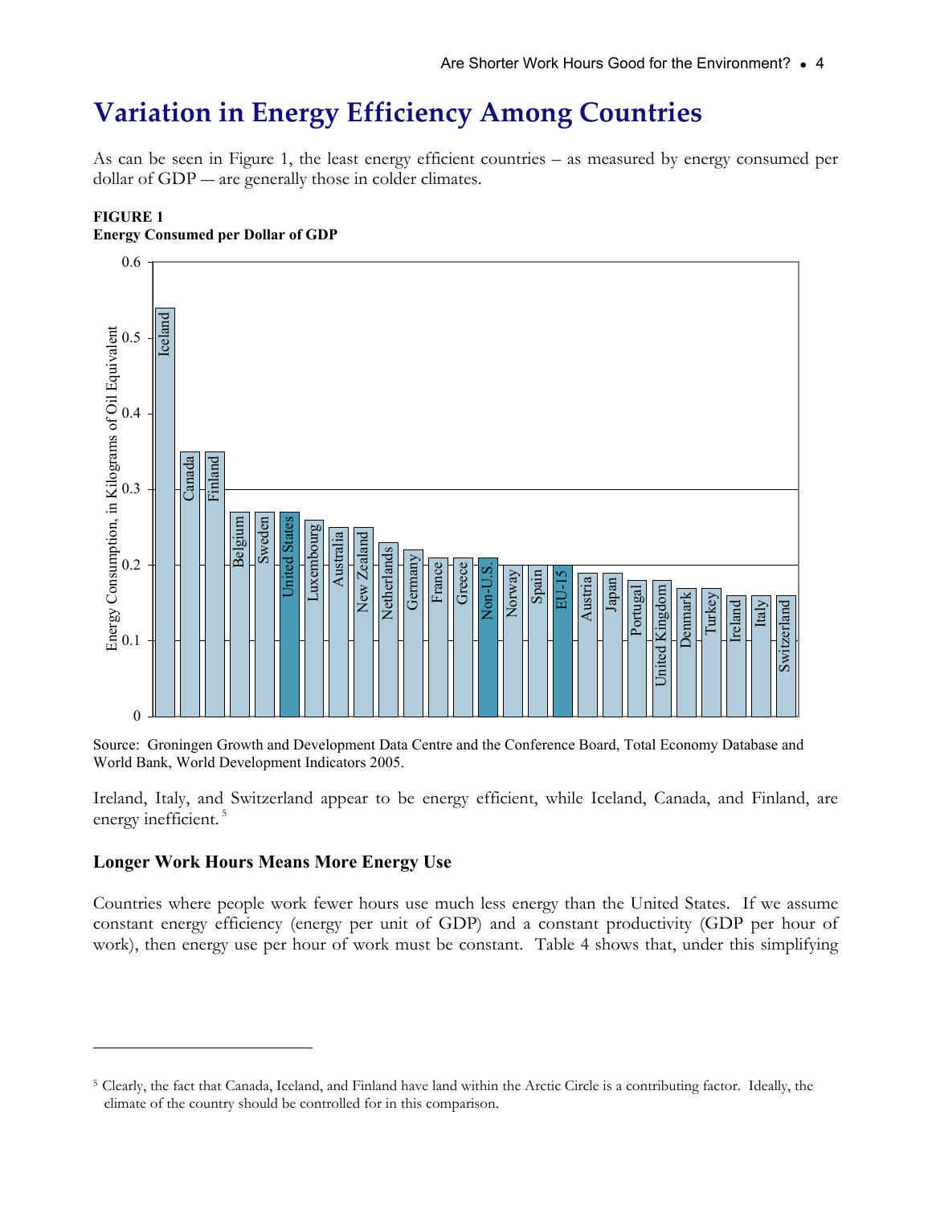# Variation in Energy Efficiency Among Countries

As can be seen in Figure 1, the least energy efficient countries – as measured by energy consumed per dollar of GDP — are generally those in colder climates.

**FIGURE 1**
**Energy Consumed per Dollar of GDP**

Source: Groningen Growth and Development Data Centre and the Conference Board, Total Economy Database and World Bank, World Development Indicators 2005.

Ireland, Italy, and Switzerland appear to be energy efficient, while Iceland, Canada, and Finland, are energy inefficient.[5]

### Longer Work Hours Means More Energy Use

Countries where people work fewer hours use much less energy than the United States. If we assume constant energy efficiency (energy per unit of GDP) and a constant productivity (GDP per hour of work), then energy use per hour of work must be constant. Table 4 shows that, under this simplifying

---

[5] Clearly, the fact that Canada, Iceland, and Finland have land within the Arctic Circle is a contributing factor. Ideally, the climate of the country should be controlled for in this comparison.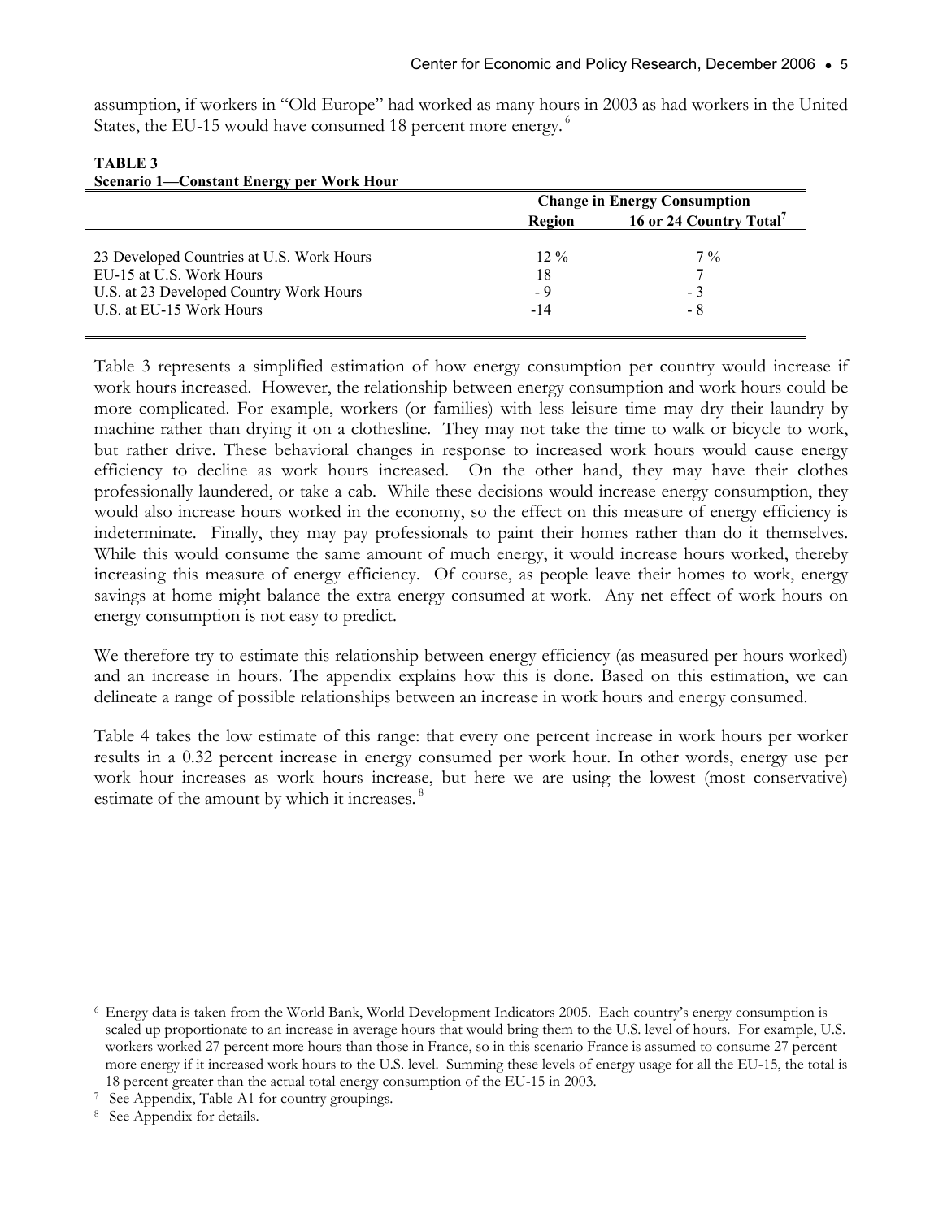assumption, if workers in "Old Europe" had worked as many hours in 2003 as had workers in the United States, the EU-15 would have consumed 18 percent more energy.[6]

**TABLE 3**
**Scenario 1—Constant Energy per Work Hour**

| | Change in Energy Consumption | |
|---|---|---|
| | Region | 16 or 24 Country Total[7] |
| 23 Developed Countries at U.S. Work Hours | 12 % | 7 % |
| EU-15 at U.S. Work Hours | 18 | 7 |
| U.S. at 23 Developed Country Work Hours | - 9 | - 3 |
| U.S. at EU-15 Work Hours | -14 | - 8 |

Table 3 represents a simplified estimation of how energy consumption per country would increase if work hours increased. However, the relationship between energy consumption and work hours could be more complicated. For example, workers (or families) with less leisure time may dry their laundry by machine rather than drying it on a clothesline. They may not take the time to walk or bicycle to work, but rather drive. These behavioral changes in response to increased work hours would cause energy efficiency to decline as work hours increased. On the other hand, they may have their clothes professionally laundered, or take a cab. While these decisions would increase energy consumption, they would also increase hours worked in the economy, so the effect on this measure of energy efficiency is indeterminate. Finally, they may pay professionals to paint their homes rather than do it themselves. While this would consume the same amount of much energy, it would increase hours worked, thereby increasing this measure of energy efficiency. Of course, as people leave their homes to work, energy savings at home might balance the extra energy consumed at work. Any net effect of work hours on energy consumption is not easy to predict.

We therefore try to estimate this relationship between energy efficiency (as measured per hours worked) and an increase in hours. The appendix explains how this is done. Based on this estimation, we can delineate a range of possible relationships between an increase in work hours and energy consumed.

Table 4 takes the low estimate of this range: that every one percent increase in work hours per worker results in a 0.32 percent increase in energy consumed per work hour. In other words, energy use per work hour increases as work hours increase, but here we are using the lowest (most conservative) estimate of the amount by which it increases.[8]

---

[6] Energy data is taken from the World Bank, World Development Indicators 2005. Each country's energy consumption is scaled up proportionate to an increase in average hours that would bring them to the U.S. level of hours. For example, U.S. workers worked 27 percent more hours than those in France, so in this scenario France is assumed to consume 27 percent more energy if it increased work hours to the U.S. level. Summing these levels of energy usage for all the EU-15, the total is 18 percent greater than the actual total energy consumption of the EU-15 in 2003.

[7] See Appendix, Table A1 for country groupings.

[8] See Appendix for details.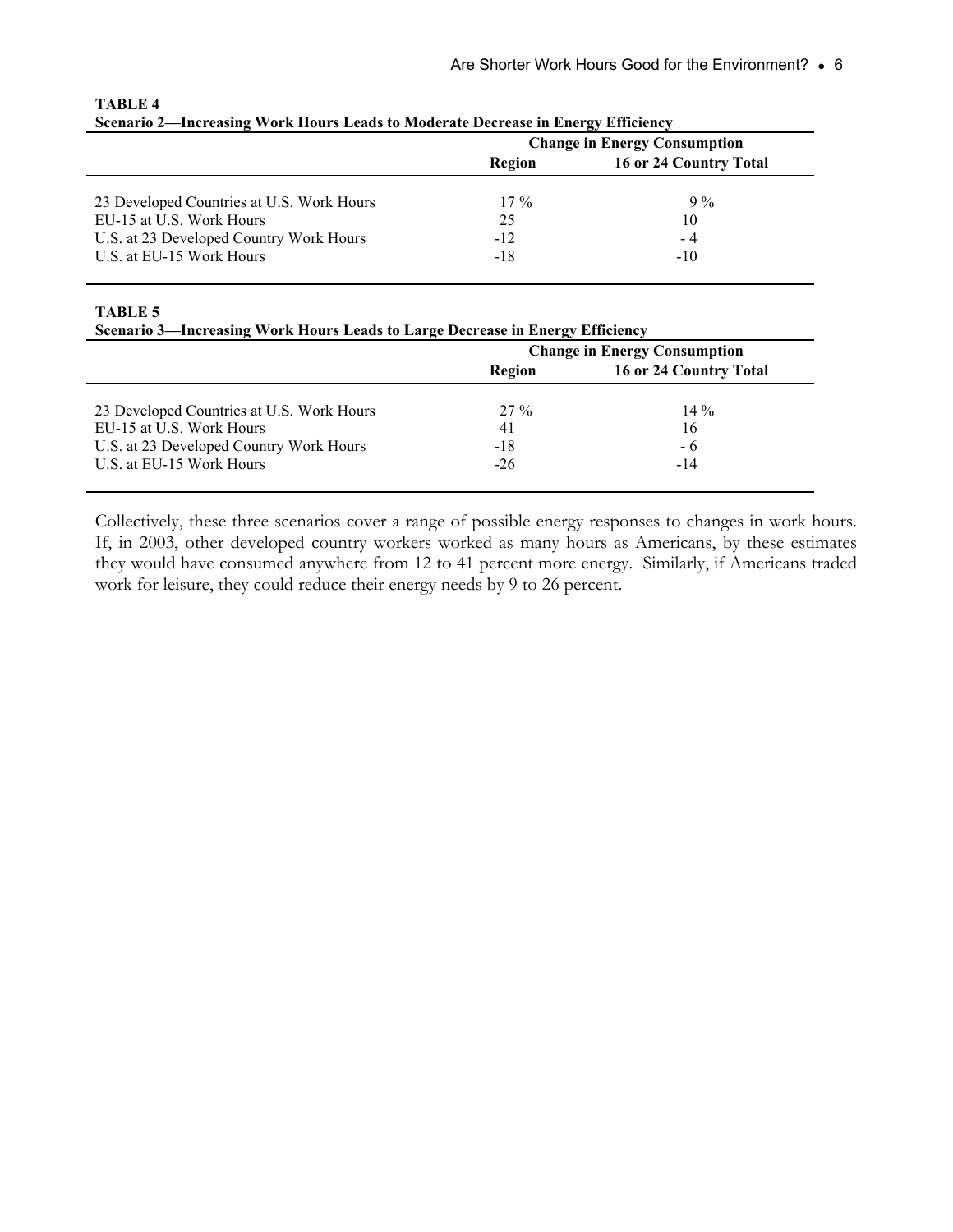**TABLE 4**

**Scenario 2—Increasing Work Hours Leads to Moderate Decrease in Energy Efficiency**

| | Change in Energy Consumption | |
|---|---|---|
| | **Region** | **16 or 24 Country Total** |
| 23 Developed Countries at U.S. Work Hours | 17 % | 9 % |
| EU-15 at U.S. Work Hours | 25 | 10 |
| U.S. at 23 Developed Country Work Hours | -12 | - 4 |
| U.S. at EU-15 Work Hours | -18 | -10 |

**TABLE 5**

**Scenario 3—Increasing Work Hours Leads to Large Decrease in Energy Efficiency**

| | Change in Energy Consumption | |
|---|---|---|
| | **Region** | **16 or 24 Country Total** |
| 23 Developed Countries at U.S. Work Hours | 27 % | 14 % |
| EU-15 at U.S. Work Hours | 41 | 16 |
| U.S. at 23 Developed Country Work Hours | -18 | - 6 |
| U.S. at EU-15 Work Hours | -26 | -14 |

Collectively, these three scenarios cover a range of possible energy responses to changes in work hours. If, in 2003, other developed country workers worked as many hours as Americans, by these estimates they would have consumed anywhere from 12 to 41 percent more energy. Similarly, if Americans traded work for leisure, they could reduce their energy needs by 9 to 26 percent.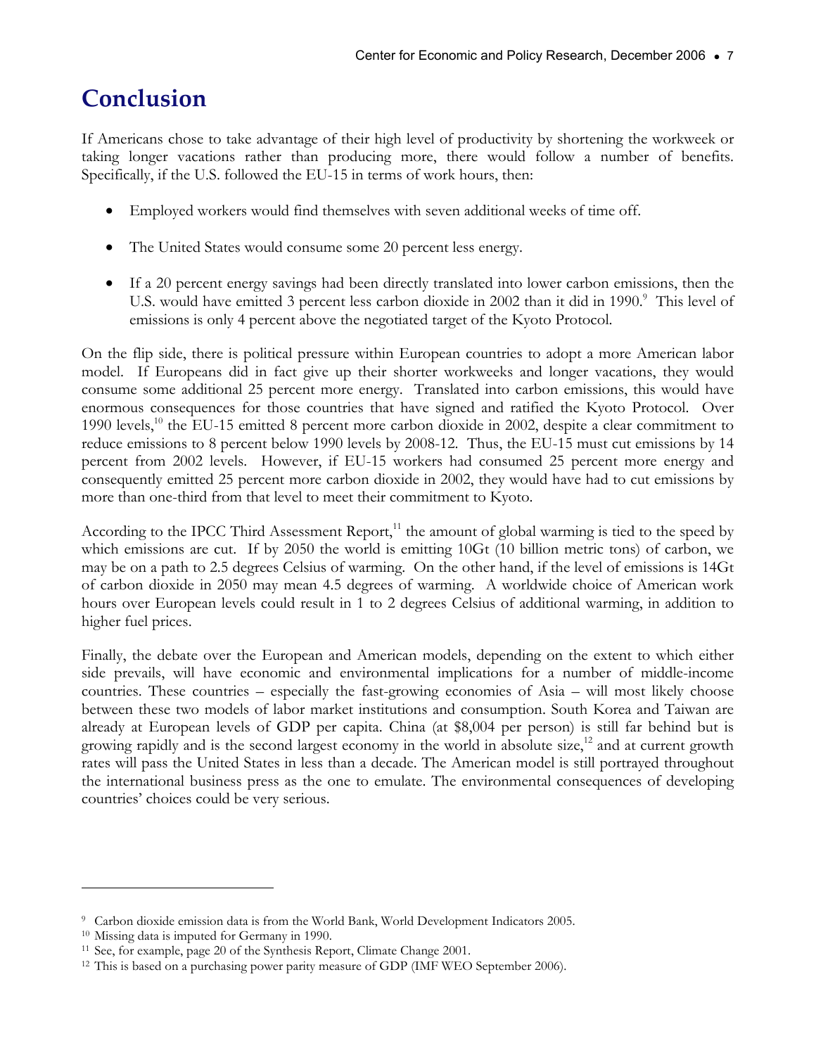# Conclusion

If Americans chose to take advantage of their high level of productivity by shortening the workweek or taking longer vacations rather than producing more, there would follow a number of benefits. Specifically, if the U.S. followed the EU-15 in terms of work hours, then:

- Employed workers would find themselves with seven additional weeks of time off.
- The United States would consume some 20 percent less energy.
- If a 20 percent energy savings had been directly translated into lower carbon emissions, then the U.S. would have emitted 3 percent less carbon dioxide in 2002 than it did in 1990.[9] This level of emissions is only 4 percent above the negotiated target of the Kyoto Protocol.

On the flip side, there is political pressure within European countries to adopt a more American labor model. If Europeans did in fact give up their shorter workweeks and longer vacations, they would consume some additional 25 percent more energy. Translated into carbon emissions, this would have enormous consequences for those countries that have signed and ratified the Kyoto Protocol. Over 1990 levels,[10] the EU-15 emitted 8 percent more carbon dioxide in 2002, despite a clear commitment to reduce emissions to 8 percent below 1990 levels by 2008-12. Thus, the EU-15 must cut emissions by 14 percent from 2002 levels. However, if EU-15 workers had consumed 25 percent more energy and consequently emitted 25 percent more carbon dioxide in 2002, they would have had to cut emissions by more than one-third from that level to meet their commitment to Kyoto.

According to the IPCC Third Assessment Report,[11] the amount of global warming is tied to the speed by which emissions are cut. If by 2050 the world is emitting 10Gt (10 billion metric tons) of carbon, we may be on a path to 2.5 degrees Celsius of warming. On the other hand, if the level of emissions is 14Gt of carbon dioxide in 2050 may mean 4.5 degrees of warming. A worldwide choice of American work hours over European levels could result in 1 to 2 degrees Celsius of additional warming, in addition to higher fuel prices.

Finally, the debate over the European and American models, depending on the extent to which either side prevails, will have economic and environmental implications for a number of middle-income countries. These countries – especially the fast-growing economies of Asia – will most likely choose between these two models of labor market institutions and consumption. South Korea and Taiwan are already at European levels of GDP per capita. China (at $8,004 per person) is still far behind but is growing rapidly and is the second largest economy in the world in absolute size,[12] and at current growth rates will pass the United States in less than a decade. The American model is still portrayed throughout the international business press as the one to emulate. The environmental consequences of developing countries' choices could be very serious.

---

[9] Carbon dioxide emission data is from the World Bank, World Development Indicators 2005.

[10] Missing data is imputed for Germany in 1990.

[11] See, for example, page 20 of the Synthesis Report, Climate Change 2001.

[12] This is based on a purchasing power parity measure of GDP (IMF WEO September 2006).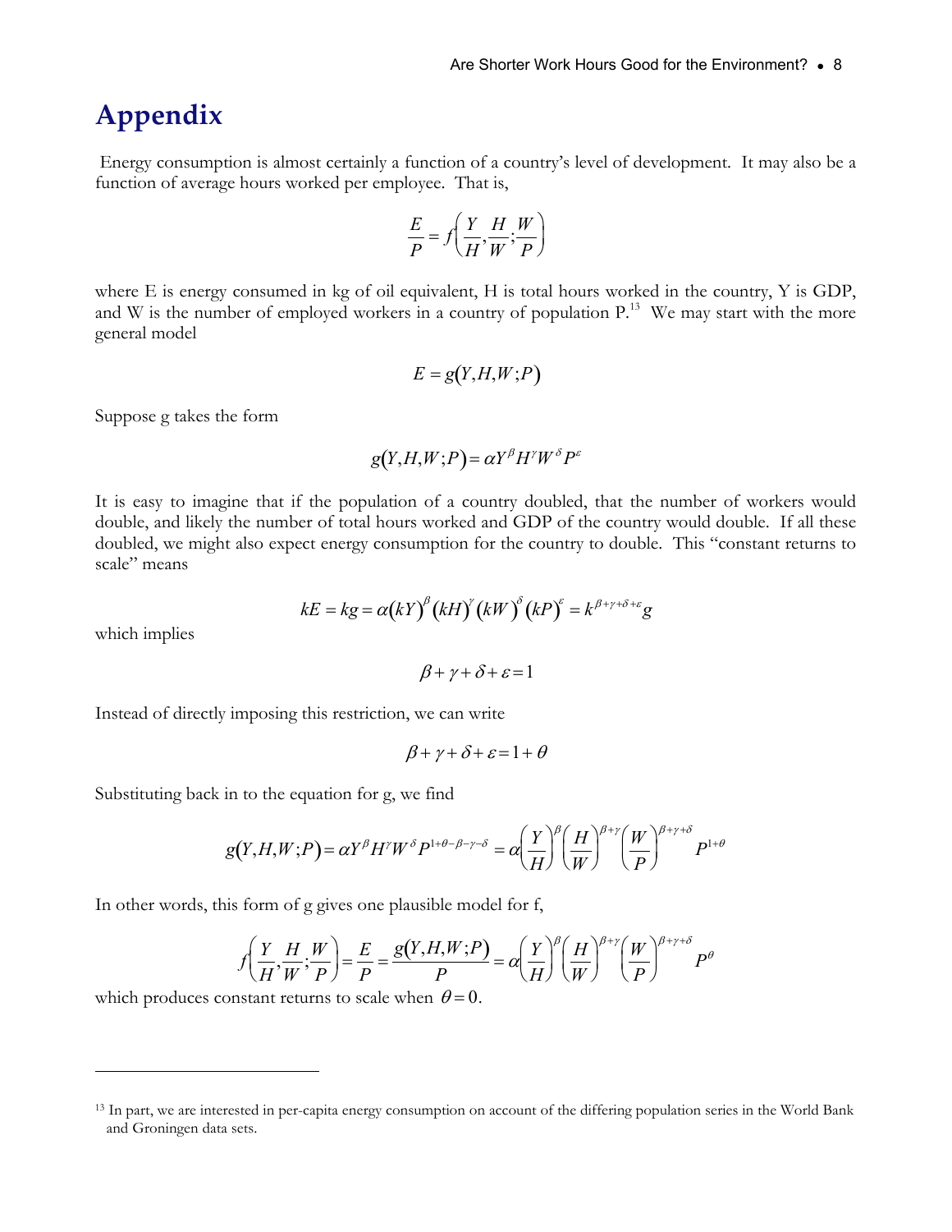# Appendix

Energy consumption is almost certainly a function of a country's level of development. It may also be a function of average hours worked per employee. That is,

$$\frac{E}{P} = f\left(\frac{Y}{H}, \frac{H}{W}; \frac{W}{P}\right)$$

where E is energy consumed in kg of oil equivalent, H is total hours worked in the country, Y is GDP, and W is the number of employed workers in a country of population P.[13] We may start with the more general model

$$E = g(Y, H, W; P)$$

Suppose g takes the form

$$g(Y, H, W; P) = \alpha Y^{\beta} H^{\gamma} W^{\delta} P^{\varepsilon}$$

It is easy to imagine that if the population of a country doubled, that the number of workers would double, and likely the number of total hours worked and GDP of the country would double. If all these doubled, we might also expect energy consumption for the country to double. This "constant returns to scale" means

$$kE = kg = \alpha (kY)^{\beta} (kH)^{\gamma} (kW)^{\delta} (kP)^{\varepsilon} = k^{\beta+\gamma+\delta+\varepsilon} g$$

which implies

$$\beta + \gamma + \delta + \varepsilon = 1$$

Instead of directly imposing this restriction, we can write

$$\beta + \gamma + \delta + \varepsilon = 1 + \theta$$

Substituting back in to the equation for g, we find

$$g(Y, H, W; P) = \alpha Y^{\beta} H^{\gamma} W^{\delta} P^{1+\theta-\beta-\gamma-\delta} = \alpha \left(\frac{Y}{H}\right)^{\beta} \left(\frac{H}{W}\right)^{\beta+\gamma} \left(\frac{W}{P}\right)^{\beta+\gamma+\delta} P^{1+\theta}$$

In other words, this form of g gives one plausible model for f,

$$f\left(\frac{Y}{H}, \frac{H}{W}; \frac{W}{P}\right) = \frac{E}{P} = \frac{g(Y, H, W; P)}{P} = \alpha \left(\frac{Y}{H}\right)^{\beta} \left(\frac{H}{W}\right)^{\beta+\gamma} \left(\frac{W}{P}\right)^{\beta+\gamma+\delta} P^{\theta}$$

which produces constant returns to scale when $\theta = 0$.

---

[13] In part, we are interested in per-capita energy consumption on account of the differing population series in the World Bank and Groningen data sets.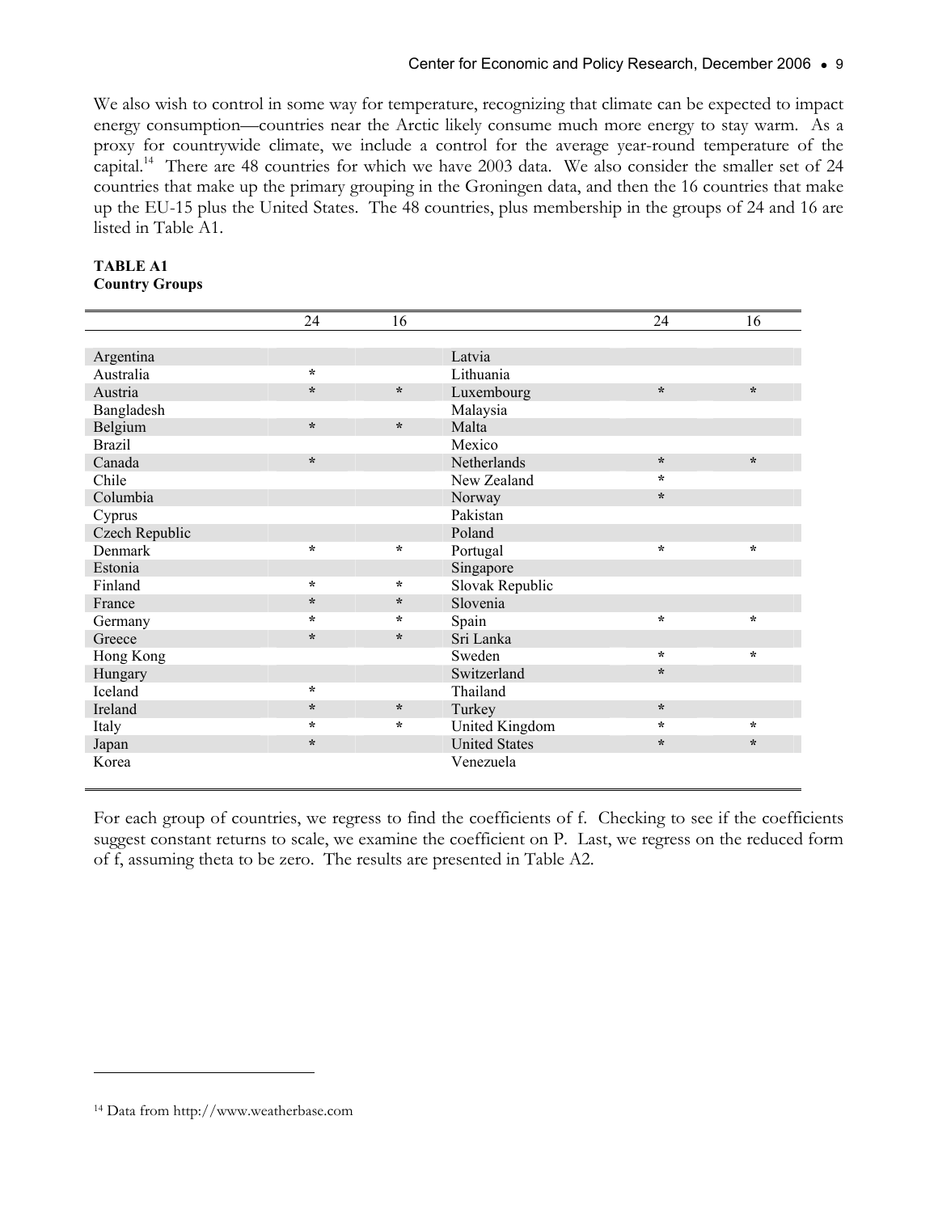We also wish to control in some way for temperature, recognizing that climate can be expected to impact energy consumption—countries near the Arctic likely consume much more energy to stay warm. As a proxy for countrywide climate, we include a control for the average year-round temperature of the capital.[14] There are 48 countries for which we have 2003 data. We also consider the smaller set of 24 countries that make up the primary grouping in the Groningen data, and then the 16 countries that make up the EU-15 plus the United States. The 48 countries, plus membership in the groups of 24 and 16 are listed in Table A1.

**TABLE A1**
**Country Groups**

| | 24 | 16 | | 24 | 16 |
|---|---|---|---|---|---|
| Argentina | | | Latvia | | |
| Australia | * | | Lithuania | | |
| Austria | * | * | Luxembourg | * | * |
| Bangladesh | | | Malaysia | | |
| Belgium | * | * | Malta | | |
| Brazil | | | Mexico | | |
| Canada | * | | Netherlands | * | * |
| Chile | | | New Zealand | * | |
| Columbia | | | Norway | * | |
| Cyprus | | | Pakistan | | |
| Czech Republic | | | Poland | | |
| Denmark | * | * | Portugal | * | * |
| Estonia | | | Singapore | | |
| Finland | * | * | Slovak Republic | | |
| France | * | * | Slovenia | | |
| Germany | * | * | Spain | * | * |
| Greece | * | * | Sri Lanka | | |
| Hong Kong | | | Sweden | * | * |
| Hungary | | | Switzerland | * | |
| Iceland | * | | Thailand | | |
| Ireland | * | * | Turkey | * | |
| Italy | * | * | United Kingdom | * | * |
| Japan | * | | United States | * | * |
| Korea | | | Venezuela | | |

For each group of countries, we regress to find the coefficients of f. Checking to see if the coefficients suggest constant returns to scale, we examine the coefficient on P. Last, we regress on the reduced form of f, assuming theta to be zero. The results are presented in Table A2.

[14] Data from http://www.weatherbase.com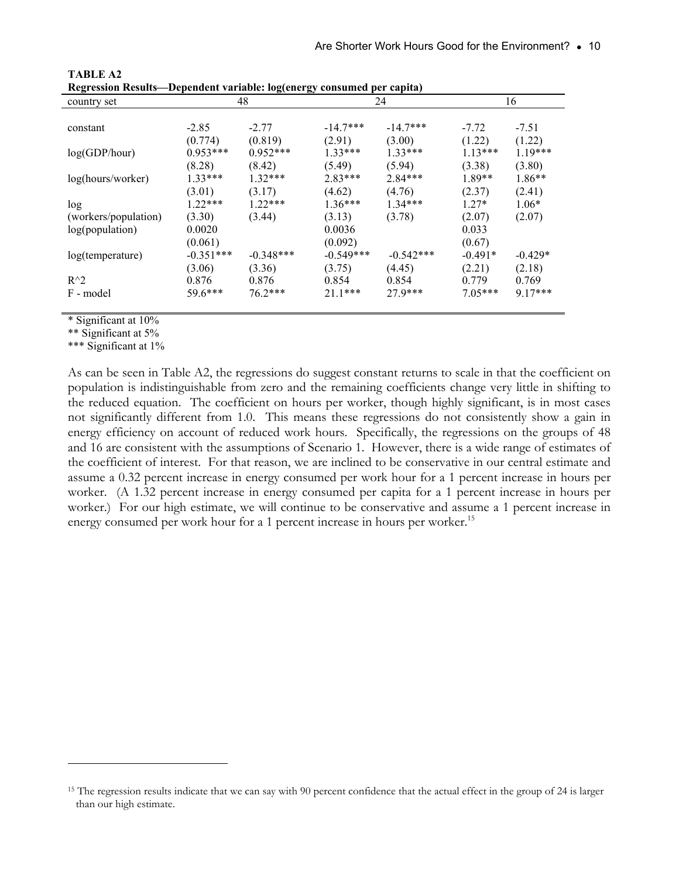**TABLE A2**
**Regression Results—Dependent variable: log(energy consumed per capita)**

| country set | 48 | | 24 | | 16 | |
|---|---|---|---|---|---|---|
| constant | -2.85 | -2.77 | -14.7*** | -14.7*** | -7.72 | -7.51 |
| | (0.774) | (0.819) | (2.91) | (3.00) | (1.22) | (1.22) |
| log(GDP/hour) | 0.953*** | 0.952*** | 1.33*** | 1.33*** | 1.13*** | 1.19*** |
| | (8.28) | (8.42) | (5.49) | (5.94) | (3.38) | (3.80) |
| log(hours/worker) | 1.33*** | 1.32*** | 2.83*** | 2.84*** | 1.89** | 1.86** |
| | (3.01) | (3.17) | (4.62) | (4.76) | (2.37) | (2.41) |
| log (workers/population) | 1.22*** | 1.22*** | 1.36*** | 1.34*** | 1.27* | 1.06* |
| | (3.30) | (3.44) | (3.13) | (3.78) | (2.07) | (2.07) |
| log(population) | 0.0020 | | 0.0036 | | 0.033 | |
| | (0.061) | | (0.092) | | (0.67) | |
| log(temperature) | -0.351*** | -0.348*** | -0.549*** | -0.542*** | -0.491* | -0.429* |
| | (3.06) | (3.36) | (3.75) | (4.45) | (2.21) | (2.18) |
| $R^2$ | 0.876 | 0.876 | 0.854 | 0.854 | 0.779 | 0.769 |
| F - model | 59.6*** | 76.2*** | 21.1*** | 27.9*** | 7.05*** | 9.17*** |

\* Significant at 10%

\*\* Significant at 5%

\*\*\* Significant at 1%

As can be seen in Table A2, the regressions do suggest constant returns to scale in that the coefficient on population is indistinguishable from zero and the remaining coefficients change very little in shifting to the reduced equation. The coefficient on hours per worker, though highly significant, is in most cases not significantly different from 1.0. This means these regressions do not consistently show a gain in energy efficiency on account of reduced work hours. Specifically, the regressions on the groups of 48 and 16 are consistent with the assumptions of Scenario 1. However, there is a wide range of estimates of the coefficient of interest. For that reason, we are inclined to be conservative in our central estimate and assume a 0.32 percent increase in energy consumed per work hour for a 1 percent increase in hours per worker. (A 1.32 percent increase in energy consumed per capita for a 1 percent increase in hours per worker.) For our high estimate, we will continue to be conservative and assume a 1 percent increase in energy consumed per work hour for a 1 percent increase in hours per worker.[15]

---

[15] The regression results indicate that we can say with 90 percent confidence that the actual effect in the group of 24 is larger than our high estimate.